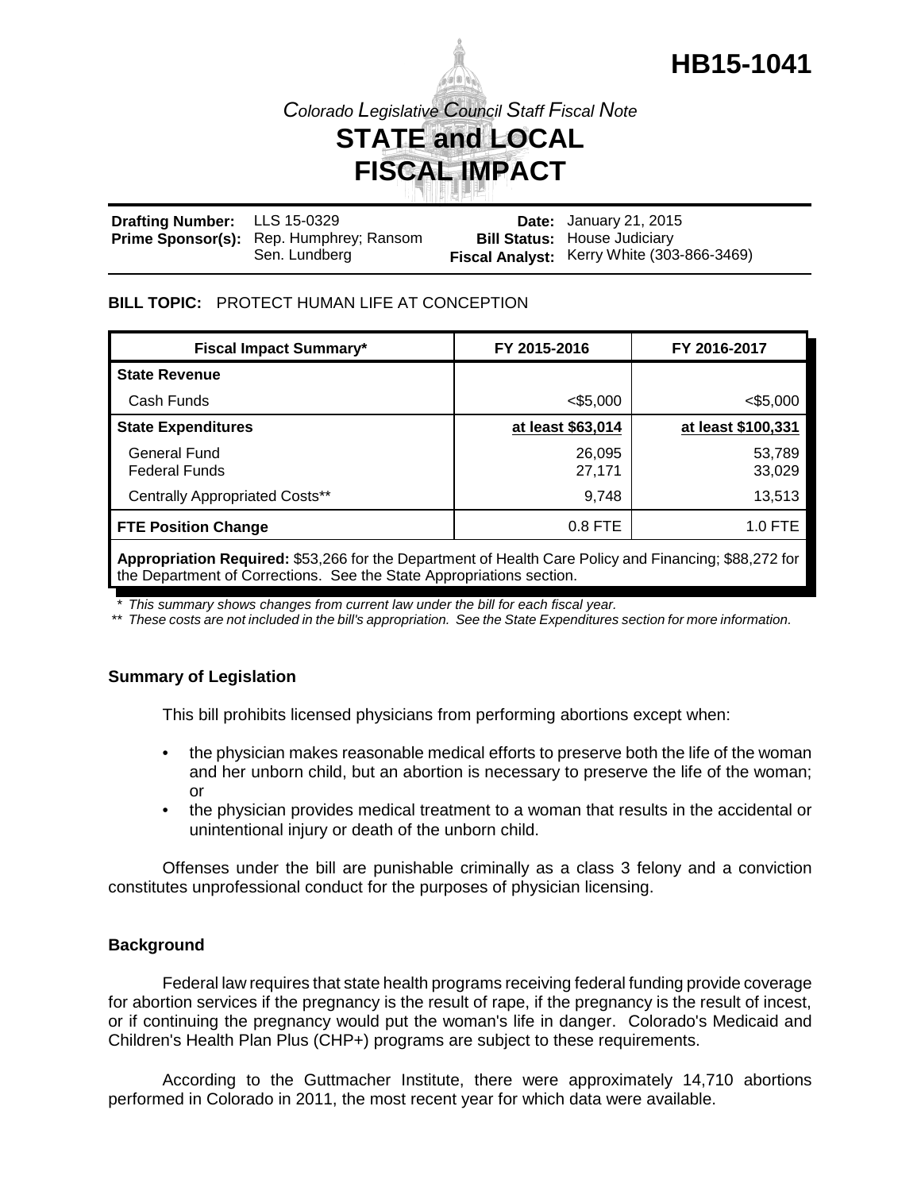# HB15-1041

*Colorado Legislative Council Staff Fiscal Note*

# STATE and LOCAL FISCAL IMPACT

| | | | |
|---|---|---|---|
| **Drafting Number:** | LLS 15-0329 | **Date:** | January 21, 2015 |
| **Prime Sponsor(s):** | Rep. Humphrey; Ransom<br>Sen. Lundberg | **Bill Status:** | House Judiciary |
| | | **Fiscal Analyst:** | Kerry White (303-866-3469) |

**BILL TOPIC:** PROTECT HUMAN LIFE AT CONCEPTION

| Fiscal Impact Summary* | FY 2015-2016 | FY 2016-2017 |
|---|---|---|
| **State Revenue** | | |
| Cash Funds | <$5,000 | <$5,000 |
| **State Expenditures** | at least $63,014 | at least $100,331 |
| General Fund | 26,095 | 53,789 |
| Federal Funds | 27,171 | 33,029 |
| Centrally Appropriated Costs** | 9,748 | 13,513 |
| **FTE Position Change** | 0.8 FTE | 1.0 FTE |
| **Appropriation Required:** $53,266 for the Department of Health Care Policy and Financing; $88,272 for the Department of Corrections. See the State Appropriations section. | | |

*\* This summary shows changes from current law under the bill for each fiscal year.*
*\*\* These costs are not included in the bill's appropriation. See the State Expenditures section for more information.*

### Summary of Legislation

This bill prohibits licensed physicians from performing abortions except when:

- the physician makes reasonable medical efforts to preserve both the life of the woman and her unborn child, but an abortion is necessary to preserve the life of the woman; or
- the physician provides medical treatment to a woman that results in the accidental or unintentional injury or death of the unborn child.

Offenses under the bill are punishable criminally as a class 3 felony and a conviction constitutes unprofessional conduct for the purposes of physician licensing.

### Background

Federal law requires that state health programs receiving federal funding provide coverage for abortion services if the pregnancy is the result of rape, if the pregnancy is the result of incest, or if continuing the pregnancy would put the woman's life in danger. Colorado's Medicaid and Children's Health Plan Plus (CHP+) programs are subject to these requirements.

According to the Guttmacher Institute, there were approximately 14,710 abortions performed in Colorado in 2011, the most recent year for which data were available.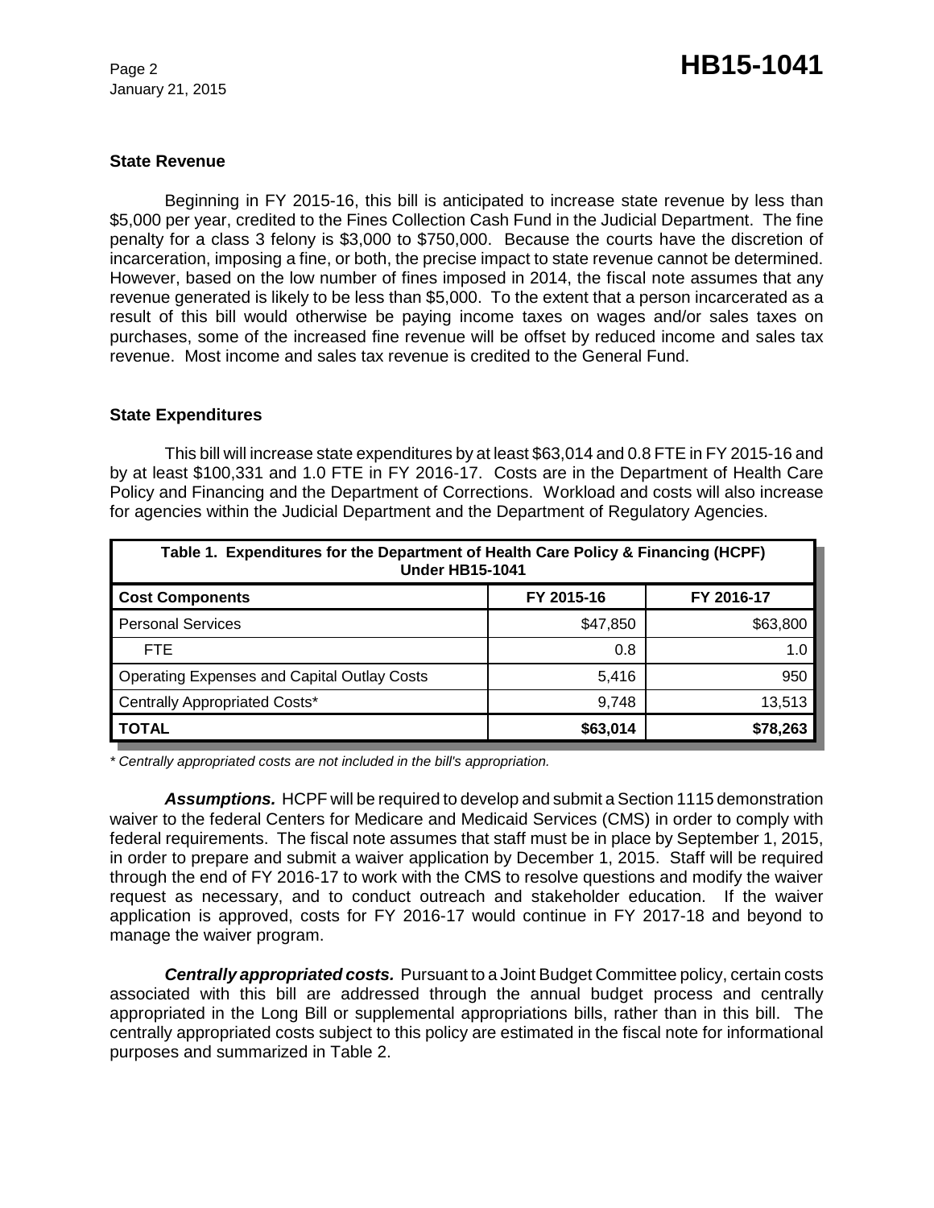### State Revenue

Beginning in FY 2015-16, this bill is anticipated to increase state revenue by less than $5,000 per year, credited to the Fines Collection Cash Fund in the Judicial Department. The fine penalty for a class 3 felony is $3,000 to $750,000. Because the courts have the discretion of incarceration, imposing a fine, or both, the precise impact to state revenue cannot be determined. However, based on the low number of fines imposed in 2014, the fiscal note assumes that any revenue generated is likely to be less than $5,000. To the extent that a person incarcerated as a result of this bill would otherwise be paying income taxes on wages and/or sales taxes on purchases, some of the increased fine revenue will be offset by reduced income and sales tax revenue. Most income and sales tax revenue is credited to the General Fund.

### State Expenditures

This bill will increase state expenditures by at least $63,014 and 0.8 FTE in FY 2015-16 and by at least $100,331 and 1.0 FTE in FY 2016-17. Costs are in the Department of Health Care Policy and Financing and the Department of Corrections. Workload and costs will also increase for agencies within the Judicial Department and the Department of Regulatory Agencies.

**Table 1. Expenditures for the Department of Health Care Policy & Financing (HCPF) Under HB15-1041**

| Cost Components | FY 2015-16 | FY 2016-17 |
|---|---|---|
| Personal Services | $47,850 | $63,800 |
| FTE | 0.8 | 1.0 |
| Operating Expenses and Capital Outlay Costs | 5,416 | 950 |
| Centrally Appropriated Costs* | 9,748 | 13,513 |
| **TOTAL** | **$63,014** | **$78,263** |

*\* Centrally appropriated costs are not included in the bill's appropriation.*

***Assumptions.*** HCPF will be required to develop and submit a Section 1115 demonstration waiver to the federal Centers for Medicare and Medicaid Services (CMS) in order to comply with federal requirements. The fiscal note assumes that staff must be in place by September 1, 2015, in order to prepare and submit a waiver application by December 1, 2015. Staff will be required through the end of FY 2016-17 to work with the CMS to resolve questions and modify the waiver request as necessary, and to conduct outreach and stakeholder education. If the waiver application is approved, costs for FY 2016-17 would continue in FY 2017-18 and beyond to manage the waiver program.

***Centrally appropriated costs.*** Pursuant to a Joint Budget Committee policy, certain costs associated with this bill are addressed through the annual budget process and centrally appropriated in the Long Bill or supplemental appropriations bills, rather than in this bill. The centrally appropriated costs subject to this policy are estimated in the fiscal note for informational purposes and summarized in Table 2.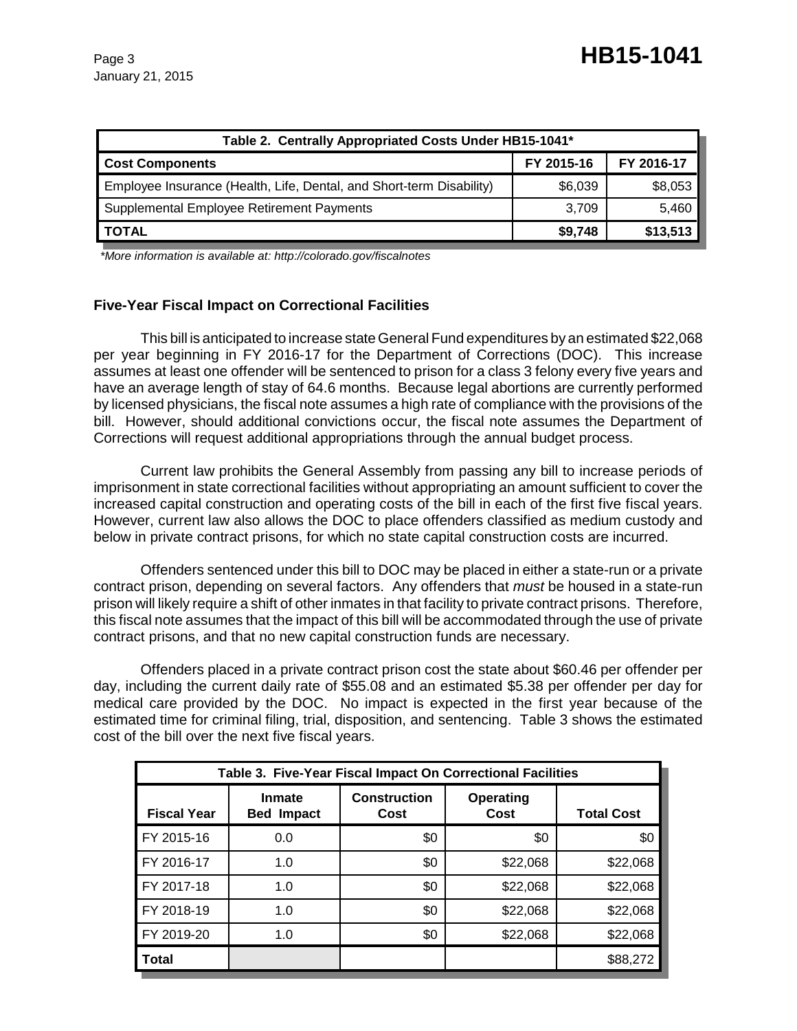| Table 2. Centrally Appropriated Costs Under HB15-1041* | | |
|---|---|---|
| **Cost Components** | **FY 2015-16** | **FY 2016-17** |
| Employee Insurance (Health, Life, Dental, and Short-term Disability) | $6,039 | $8,053 |
| Supplemental Employee Retirement Payments | 3,709 | 5,460 |
| **TOTAL** | **$9,748** | **$13,513** |

*\*More information is available at: http://colorado.gov/fiscalnotes*

### Five-Year Fiscal Impact on Correctional Facilities

This bill is anticipated to increase state General Fund expenditures by an estimated $22,068 per year beginning in FY 2016-17 for the Department of Corrections (DOC). This increase assumes at least one offender will be sentenced to prison for a class 3 felony every five years and have an average length of stay of 64.6 months. Because legal abortions are currently performed by licensed physicians, the fiscal note assumes a high rate of compliance with the provisions of the bill. However, should additional convictions occur, the fiscal note assumes the Department of Corrections will request additional appropriations through the annual budget process.

Current law prohibits the General Assembly from passing any bill to increase periods of imprisonment in state correctional facilities without appropriating an amount sufficient to cover the increased capital construction and operating costs of the bill in each of the first five fiscal years. However, current law also allows the DOC to place offenders classified as medium custody and below in private contract prisons, for which no state capital construction costs are incurred.

Offenders sentenced under this bill to DOC may be placed in either a state-run or a private contract prison, depending on several factors. Any offenders that *must* be housed in a state-run prison will likely require a shift of other inmates in that facility to private contract prisons. Therefore, this fiscal note assumes that the impact of this bill will be accommodated through the use of private contract prisons, and that no new capital construction funds are necessary.

Offenders placed in a private contract prison cost the state about $60.46 per offender per day, including the current daily rate of $55.08 and an estimated $5.38 per offender per day for medical care provided by the DOC. No impact is expected in the first year because of the estimated time for criminal filing, trial, disposition, and sentencing. Table 3 shows the estimated cost of the bill over the next five fiscal years.

| Table 3. Five-Year Fiscal Impact On Correctional Facilities | | | | |
|---|---|---|---|---|
| **Fiscal Year** | **Inmate Bed Impact** | **Construction Cost** | **Operating Cost** | **Total Cost** |
| FY 2015-16 | 0.0 | $0 | $0 | $0 |
| FY 2016-17 | 1.0 | $0 | $22,068 | $22,068 |
| FY 2017-18 | 1.0 | $0 | $22,068 | $22,068 |
| FY 2018-19 | 1.0 | $0 | $22,068 | $22,068 |
| FY 2019-20 | 1.0 | $0 | $22,068 | $22,068 |
| **Total** | | | | $88,272 |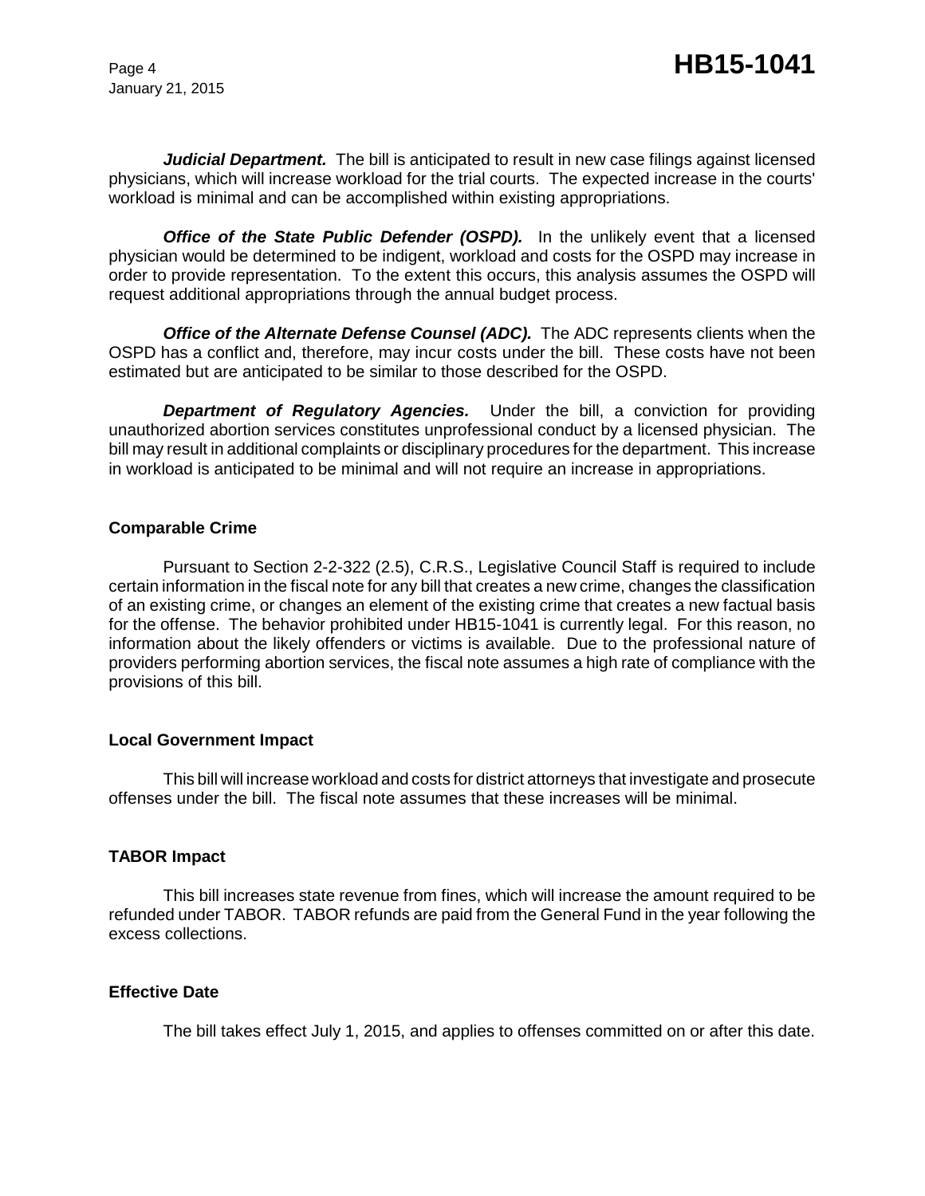***Judicial Department.*** The bill is anticipated to result in new case filings against licensed physicians, which will increase workload for the trial courts. The expected increase in the courts' workload is minimal and can be accomplished within existing appropriations.

***Office of the State Public Defender (OSPD).*** In the unlikely event that a licensed physician would be determined to be indigent, workload and costs for the OSPD may increase in order to provide representation. To the extent this occurs, this analysis assumes the OSPD will request additional appropriations through the annual budget process.

***Office of the Alternate Defense Counsel (ADC).*** The ADC represents clients when the OSPD has a conflict and, therefore, may incur costs under the bill. These costs have not been estimated but are anticipated to be similar to those described for the OSPD.

***Department of Regulatory Agencies.*** Under the bill, a conviction for providing unauthorized abortion services constitutes unprofessional conduct by a licensed physician. The bill may result in additional complaints or disciplinary procedures for the department. This increase in workload is anticipated to be minimal and will not require an increase in appropriations.

**Comparable Crime**

Pursuant to Section 2-2-322 (2.5), C.R.S., Legislative Council Staff is required to include certain information in the fiscal note for any bill that creates a new crime, changes the classification of an existing crime, or changes an element of the existing crime that creates a new factual basis for the offense. The behavior prohibited under HB15-1041 is currently legal. For this reason, no information about the likely offenders or victims is available. Due to the professional nature of providers performing abortion services, the fiscal note assumes a high rate of compliance with the provisions of this bill.

**Local Government Impact**

This bill will increase workload and costs for district attorneys that investigate and prosecute offenses under the bill. The fiscal note assumes that these increases will be minimal.

**TABOR Impact**

This bill increases state revenue from fines, which will increase the amount required to be refunded under TABOR. TABOR refunds are paid from the General Fund in the year following the excess collections.

**Effective Date**

The bill takes effect July 1, 2015, and applies to offenses committed on or after this date.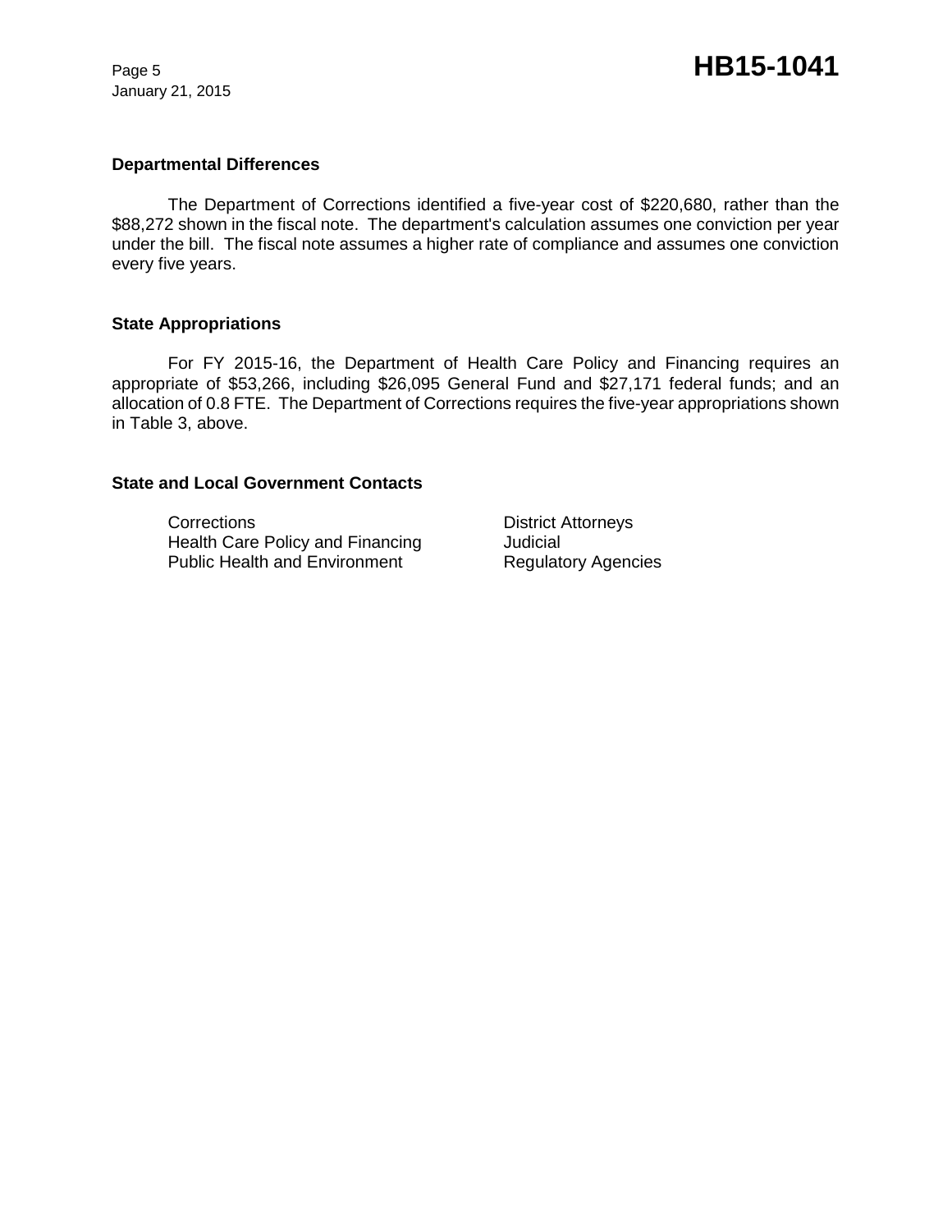**Departmental Differences**

The Department of Corrections identified a five-year cost of $220,680, rather than the $88,272 shown in the fiscal note. The department's calculation assumes one conviction per year under the bill. The fiscal note assumes a higher rate of compliance and assumes one conviction every five years.

**State Appropriations**

For FY 2015-16, the Department of Health Care Policy and Financing requires an appropriate of $53,266, including $26,095 General Fund and $27,171 federal funds; and an allocation of 0.8 FTE. The Department of Corrections requires the five-year appropriations shown in Table 3, above.

**State and Local Government Contacts**

Corrections
Health Care Policy and Financing
Public Health and Environment
District Attorneys
Judicial
Regulatory Agencies